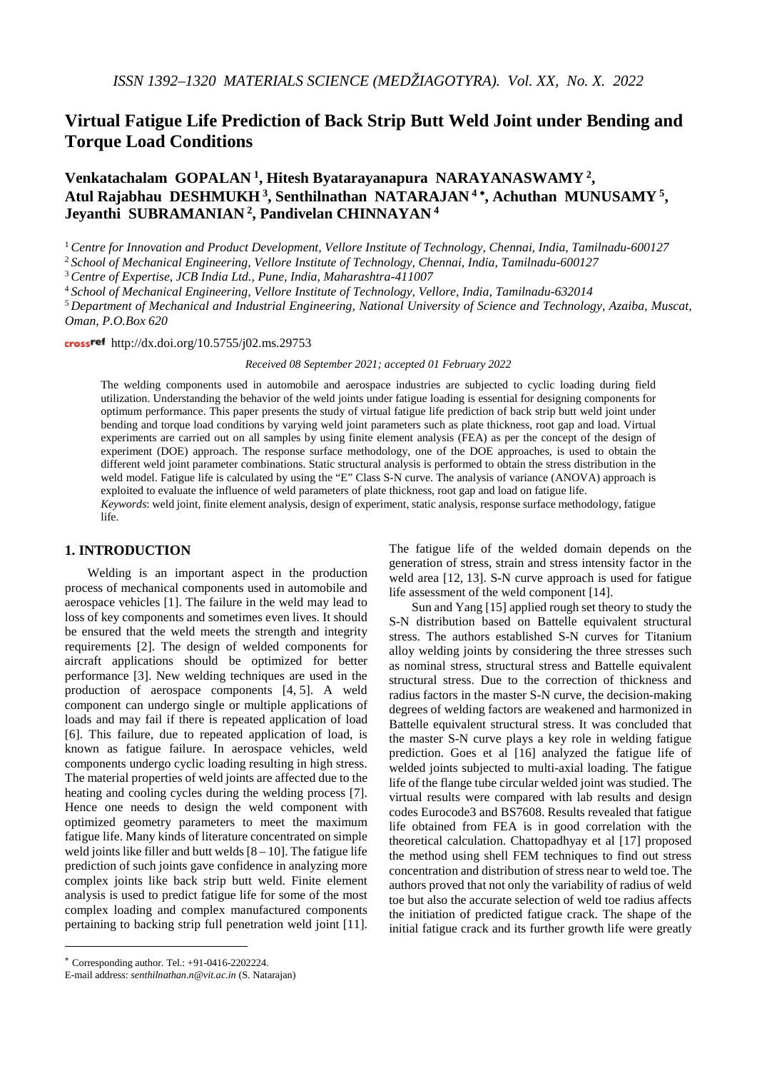# Virtual Fatigue Life Prediction of Back Strip Butt Weld Joint under Bending and Torque Load Conditions

**Venkatachalam GOPALAN [1], Hitesh Byatarayanapura NARAYANASWAMY [2], Atul Rajabhau DESHMUKH [3], Senthilnathan NATARAJAN [4]*, Achuthan MUNUSAMY [5], Jeyanthi SUBRAMANIAN [2], Pandivelan CHINNAYAN [4]**

[1] *Centre for Innovation and Product Development, Vellore Institute of Technology, Chennai, India, Tamilnadu-600127*

[2] *School of Mechanical Engineering, Vellore Institute of Technology, Chennai, India, Tamilnadu-600127*

[3] *Centre of Expertise, JCB India Ltd., Pune, India, Maharashtra-411007*

[4] *School of Mechanical Engineering, Vellore Institute of Technology, Vellore, India, Tamilnadu-632014*

[5] *Department of Mechanical and Industrial Engineering, National University of Science and Technology, Azaiba, Muscat, Oman, P.O.Box 620*

http://dx.doi.org/10.5755/j02.ms.29753

*Received 08 September 2021; accepted 01 February 2022*

The welding components used in automobile and aerospace industries are subjected to cyclic loading during field utilization. Understanding the behavior of the weld joints under fatigue loading is essential for designing components for optimum performance. This paper presents the study of virtual fatigue life prediction of back strip butt weld joint under bending and torque load conditions by varying weld joint parameters such as plate thickness, root gap and load. Virtual experiments are carried out on all samples by using finite element analysis (FEA) as per the concept of the design of experiment (DOE) approach. The response surface methodology, one of the DOE approaches, is used to obtain the different weld joint parameter combinations. Static structural analysis is performed to obtain the stress distribution in the weld model. Fatigue life is calculated by using the "E" Class S-N curve. The analysis of variance (ANOVA) approach is exploited to evaluate the influence of weld parameters of plate thickness, root gap and load on fatigue life.

*Keywords*: weld joint, finite element analysis, design of experiment, static analysis, response surface methodology, fatigue life.

## 1. INTRODUCTION

Welding is an important aspect in the production process of mechanical components used in automobile and aerospace vehicles [1]. The failure in the weld may lead to loss of key components and sometimes even lives. It should be ensured that the weld meets the strength and integrity requirements [2]. The design of welded components for aircraft applications should be optimized for better performance [3]. New welding techniques are used in the production of aerospace components [4, 5]. A weld component can undergo single or multiple applications of loads and may fail if there is repeated application of load [6]. This failure, due to repeated application of load, is known as fatigue failure. In aerospace vehicles, weld components undergo cyclic loading resulting in high stress. The material properties of weld joints are affected due to the heating and cooling cycles during the welding process [7]. Hence one needs to design the weld component with optimized geometry parameters to meet the maximum fatigue life. Many kinds of literature concentrated on simple weld joints like filler and butt welds [8 – 10]. The fatigue life prediction of such joints gave confidence in analyzing more complex joints like back strip butt weld. Finite element analysis is used to predict fatigue life for some of the most complex loading and complex manufactured components pertaining to backing strip full penetration weld joint [11]. The fatigue life of the welded domain depends on the generation of stress, strain and stress intensity factor in the weld area [12, 13]. S-N curve approach is used for fatigue life assessment of the weld component [14].

Sun and Yang [15] applied rough set theory to study the S-N distribution based on Battelle equivalent structural stress. The authors established S-N curves for Titanium alloy welding joints by considering the three stresses such as nominal stress, structural stress and Battelle equivalent structural stress. Due to the correction of thickness and radius factors in the master S-N curve, the decision-making degrees of welding factors are weakened and harmonized in Battelle equivalent structural stress. It was concluded that the master S-N curve plays a key role in welding fatigue prediction. Goes et al [16] analyzed the fatigue life of welded joints subjected to multi-axial loading. The fatigue life of the flange tube circular welded joint was studied. The virtual results were compared with lab results and design codes Eurocode3 and BS7608. Results revealed that fatigue life obtained from FEA is in good correlation with the theoretical calculation. Chattopadhyay et al [17] proposed the method using shell FEM techniques to find out stress concentration and distribution of stress near to weld toe. The authors proved that not only the variability of radius of weld toe but also the accurate selection of weld toe radius affects the initiation of predicted fatigue crack. The shape of the initial fatigue crack and its further growth life were greatly

---

* Corresponding author. Tel.: +91-0416-2202224.
E-mail address: *senthilnathan.n@vit.ac.in* (S. Natarajan)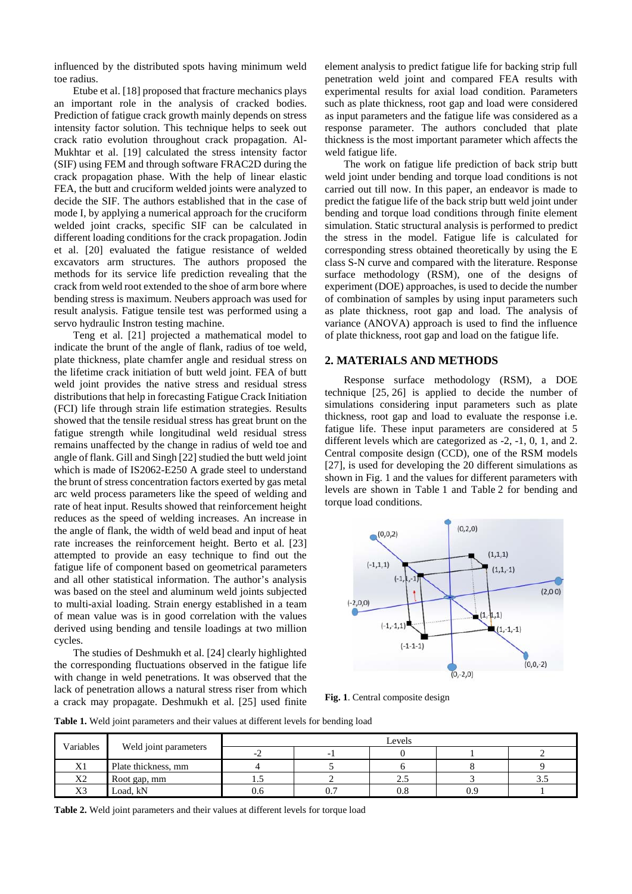influenced by the distributed spots having minimum weld toe radius.

Etube et al. [18] proposed that fracture mechanics plays an important role in the analysis of cracked bodies. Prediction of fatigue crack growth mainly depends on stress intensity factor solution. This technique helps to seek out crack ratio evolution throughout crack propagation. Al-Mukhtar et al. [19] calculated the stress intensity factor (SIF) using FEM and through software FRAC2D during the crack propagation phase. With the help of linear elastic FEA, the butt and cruciform welded joints were analyzed to decide the SIF. The authors established that in the case of mode I, by applying a numerical approach for the cruciform welded joint cracks, specific SIF can be calculated in different loading conditions for the crack propagation. Jodin et al. [20] evaluated the fatigue resistance of welded excavators arm structures. The authors proposed the methods for its service life prediction revealing that the crack from weld root extended to the shoe of arm bore where bending stress is maximum. Neubers approach was used for result analysis. Fatigue tensile test was performed using a servo hydraulic Instron testing machine.

Teng et al. [21] projected a mathematical model to indicate the brunt of the angle of flank, radius of toe weld, plate thickness, plate chamfer angle and residual stress on the lifetime crack initiation of butt weld joint. FEA of butt weld joint provides the native stress and residual stress distributions that help in forecasting Fatigue Crack Initiation (FCI) life through strain life estimation strategies. Results showed that the tensile residual stress has great brunt on the fatigue strength while longitudinal weld residual stress remains unaffected by the change in radius of weld toe and angle of flank. Gill and Singh [22] studied the butt weld joint which is made of IS2062-E250 A grade steel to understand the brunt of stress concentration factors exerted by gas metal arc weld process parameters like the speed of welding and rate of heat input. Results showed that reinforcement height reduces as the speed of welding increases. An increase in the angle of flank, the width of weld bead and input of heat rate increases the reinforcement height. Berto et al. [23] attempted to provide an easy technique to find out the fatigue life of component based on geometrical parameters and all other statistical information. The author's analysis was based on the steel and aluminum weld joints subjected to multi-axial loading. Strain energy established in a team of mean value was is in good correlation with the values derived using bending and tensile loadings at two million cycles.

The studies of Deshmukh et al. [24] clearly highlighted the corresponding fluctuations observed in the fatigue life with change in weld penetrations. It was observed that the lack of penetration allows a natural stress riser from which a crack may propagate. Deshmukh et al. [25] used finite element analysis to predict fatigue life for backing strip full penetration weld joint and compared FEA results with experimental results for axial load condition. Parameters such as plate thickness, root gap and load were considered as input parameters and the fatigue life was considered as a response parameter. The authors concluded that plate thickness is the most important parameter which affects the weld fatigue life.

The work on fatigue life prediction of back strip butt weld joint under bending and torque load conditions is not carried out till now. In this paper, an endeavor is made to predict the fatigue life of the back strip butt weld joint under bending and torque load conditions through finite element simulation. Static structural analysis is performed to predict the stress in the model. Fatigue life is calculated for corresponding stress obtained theoretically by using the E class S-N curve and compared with the literature. Response surface methodology (RSM), one of the designs of experiment (DOE) approaches, is used to decide the number of combination of samples by using input parameters such as plate thickness, root gap and load. The analysis of variance (ANOVA) approach is used to find the influence of plate thickness, root gap and load on the fatigue life.

## 2. MATERIALS AND METHODS

Response surface methodology (RSM), a DOE technique [25, 26] is applied to decide the number of simulations considering input parameters such as plate thickness, root gap and load to evaluate the response i.e. fatigue life. These input parameters are considered at 5 different levels which are categorized as -2, -1, 0, 1, and 2. Central composite design (CCD), one of the RSM models [27], is used for developing the 20 different simulations as shown in Fig. 1 and the values for different parameters with levels are shown in Table 1 and Table 2 for bending and torque load conditions.

**Fig. 1**. Central composite design

**Table 1.** Weld joint parameters and their values at different levels for bending load

| Variables | Weld joint parameters | Levels | | | | |
|---|---|---|---|---|---|---|
| | | -2 | -1 | 0 | 1 | 2 |
| X1 | Plate thickness, mm | 4 | 5 | 6 | 8 | 9 |
| X2 | Root gap, mm | 1.5 | 2 | 2.5 | 3 | 3.5 |
| X3 | Load, kN | 0.6 | 0.7 | 0.8 | 0.9 | 1 |

**Table 2.** Weld joint parameters and their values at different levels for torque load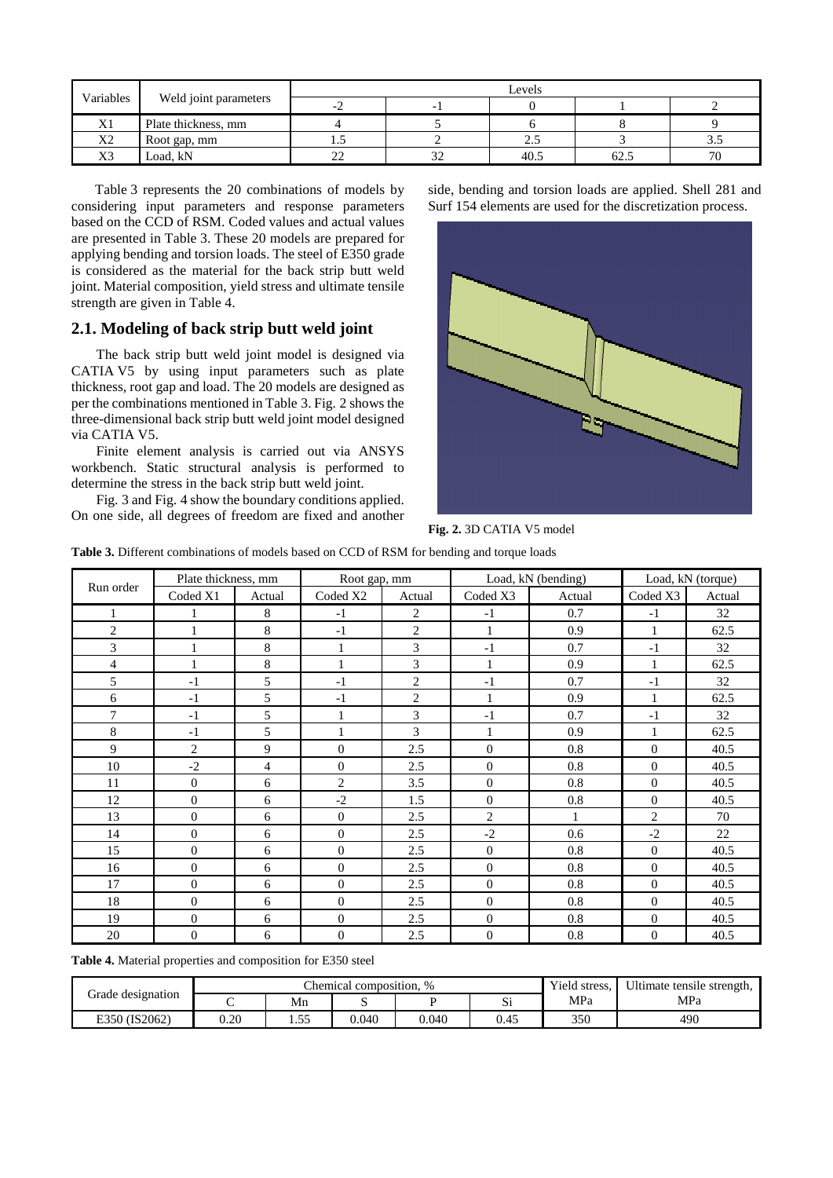| Variables | Weld joint parameters | Levels | | | | |
|---|---|---|---|---|---|---|
| | | -2 | -1 | 0 | 1 | 2 |
| X1 | Plate thickness, mm | 4 | 5 | 6 | 8 | 9 |
| X2 | Root gap, mm | 1.5 | 2 | 2.5 | 3 | 3.5 |
| X3 | Load, kN | 22 | 32 | 40.5 | 62.5 | 70 |

Table 3 represents the 20 combinations of models by considering input parameters and response parameters based on the CCD of RSM. Coded values and actual values are presented in Table 3. These 20 models are prepared for applying bending and torsion loads. The steel of E350 grade is considered as the material for the back strip butt weld joint. Material composition, yield stress and ultimate tensile strength are given in Table 4.

## 2.1. Modeling of back strip butt weld joint

The back strip butt weld joint model is designed via CATIA V5 by using input parameters such as plate thickness, root gap and load. The 20 models are designed as per the combinations mentioned in Table 3. Fig. 2 shows the three-dimensional back strip butt weld joint model designed via CATIA V5.

Finite element analysis is carried out via ANSYS workbench. Static structural analysis is performed to determine the stress in the back strip butt weld joint.

Fig. 3 and Fig. 4 show the boundary conditions applied. On one side, all degrees of freedom are fixed and another side, bending and torsion loads are applied. Shell 281 and Surf 154 elements are used for the discretization process.

**Fig. 2.** 3D CATIA V5 model

**Table 3.** Different combinations of models based on CCD of RSM for bending and torque loads

| Run order | Plate thickness, mm | | Root gap, mm | | Load, kN (bending) | | Load, kN (torque) | |
|---|---|---|---|---|---|---|---|---|
| | Coded X1 | Actual | Coded X2 | Actual | Coded X3 | Actual | Coded X3 | Actual |
| 1 | 1 | 8 | -1 | 2 | -1 | 0.7 | -1 | 32 |
| 2 | 1 | 8 | -1 | 2 | 1 | 0.9 | 1 | 62.5 |
| 3 | 1 | 8 | 1 | 3 | -1 | 0.7 | -1 | 32 |
| 4 | 1 | 8 | 1 | 3 | 1 | 0.9 | 1 | 62.5 |
| 5 | -1 | 5 | -1 | 2 | -1 | 0.7 | -1 | 32 |
| 6 | -1 | 5 | -1 | 2 | 1 | 0.9 | 1 | 62.5 |
| 7 | -1 | 5 | 1 | 3 | -1 | 0.7 | -1 | 32 |
| 8 | -1 | 5 | 1 | 3 | 1 | 0.9 | 1 | 62.5 |
| 9 | 2 | 9 | 0 | 2.5 | 0 | 0.8 | 0 | 40.5 |
| 10 | -2 | 4 | 0 | 2.5 | 0 | 0.8 | 0 | 40.5 |
| 11 | 0 | 6 | 2 | 3.5 | 0 | 0.8 | 0 | 40.5 |
| 12 | 0 | 6 | -2 | 1.5 | 0 | 0.8 | 0 | 40.5 |
| 13 | 0 | 6 | 0 | 2.5 | 2 | 1 | 2 | 70 |
| 14 | 0 | 6 | 0 | 2.5 | -2 | 0.6 | -2 | 22 |
| 15 | 0 | 6 | 0 | 2.5 | 0 | 0.8 | 0 | 40.5 |
| 16 | 0 | 6 | 0 | 2.5 | 0 | 0.8 | 0 | 40.5 |
| 17 | 0 | 6 | 0 | 2.5 | 0 | 0.8 | 0 | 40.5 |
| 18 | 0 | 6 | 0 | 2.5 | 0 | 0.8 | 0 | 40.5 |
| 19 | 0 | 6 | 0 | 2.5 | 0 | 0.8 | 0 | 40.5 |
| 20 | 0 | 6 | 0 | 2.5 | 0 | 0.8 | 0 | 40.5 |

**Table 4.** Material properties and composition for E350 steel

| Grade designation | Chemical composition, % | | | | | Yield stress, MPa | Ultimate tensile strength, MPa |
|---|---|---|---|---|---|---|---|
| | C | Mn | S | P | Si | | |
| E350 (IS2062) | 0.20 | 1.55 | 0.040 | 0.040 | 0.45 | 350 | 490 |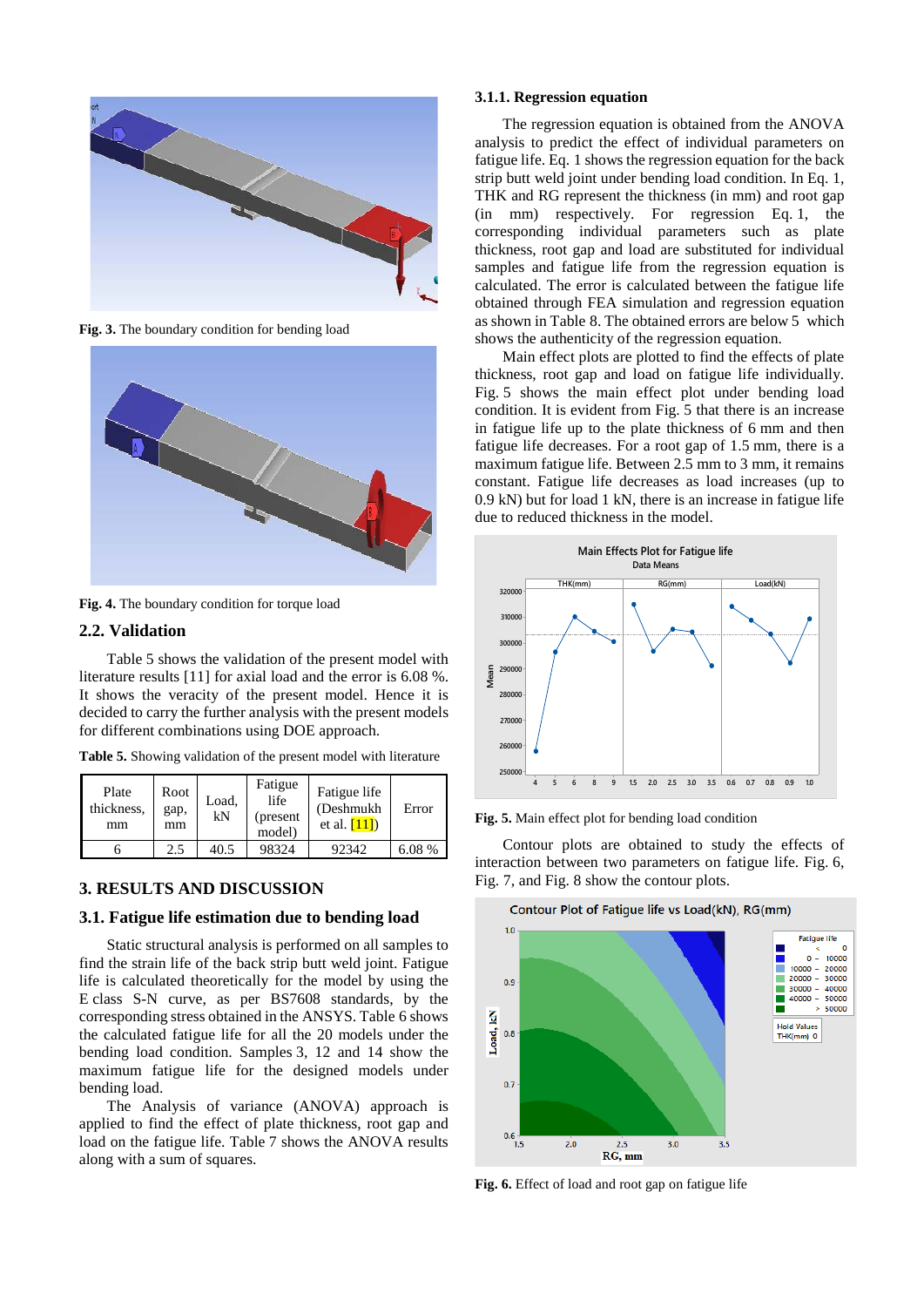**Fig. 3.** The boundary condition for bending load

**Fig. 4.** The boundary condition for torque load

## 2.2. Validation

Table 5 shows the validation of the present model with literature results [11] for axial load and the error is 6.08 %. It shows the veracity of the present model. Hence it is decided to carry the further analysis with the present models for different combinations using DOE approach.

**Table 5.** Showing validation of the present model with literature

| Plate thickness, mm | Root gap, mm | Load, kN | Fatigue life (present model) | Fatigue life (Deshmukh et al. [11]) | Error |
|---|---|---|---|---|---|
| 6 | 2.5 | 40.5 | 98324 | 92342 | 6.08 % |

## 3. RESULTS AND DISCUSSION

### 3.1. Fatigue life estimation due to bending load

Static structural analysis is performed on all samples to find the strain life of the back strip butt weld joint. Fatigue life is calculated theoretically for the model by using the E class S-N curve, as per BS7608 standards, by the corresponding stress obtained in the ANSYS. Table 6 shows the calculated fatigue life for all the 20 models under the bending load condition. Samples 3, 12 and 14 show the maximum fatigue life for the designed models under bending load.

The Analysis of variance (ANOVA) approach is applied to find the effect of plate thickness, root gap and load on the fatigue life. Table 7 shows the ANOVA results along with a sum of squares.

#### 3.1.1. Regression equation

The regression equation is obtained from the ANOVA analysis to predict the effect of individual parameters on fatigue life. Eq. 1 shows the regression equation for the back strip butt weld joint under bending load condition. In Eq. 1, THK and RG represent the thickness (in mm) and root gap (in mm) respectively. For regression Eq. 1, the corresponding individual parameters such as plate thickness, root gap and load are substituted for individual samples and fatigue life from the regression equation is calculated. The error is calculated between the fatigue life obtained through FEA simulation and regression equation as shown in Table 8. The obtained errors are below 5 which shows the authenticity of the regression equation.

Main effect plots are plotted to find the effects of plate thickness, root gap and load on fatigue life individually. Fig. 5 shows the main effect plot under bending load condition. It is evident from Fig. 5 that there is an increase in fatigue life up to the plate thickness of 6 mm and then fatigue life decreases. For a root gap of 1.5 mm, there is a maximum fatigue life. Between 2.5 mm to 3 mm, it remains constant. Fatigue life decreases as load increases (up to 0.9 kN) but for load 1 kN, there is an increase in fatigue life due to reduced thickness in the model.

**Fig. 5.** Main effect plot for bending load condition

Contour plots are obtained to study the effects of interaction between two parameters on fatigue life. Fig. 6, Fig. 7, and Fig. 8 show the contour plots.

**Fig. 6.** Effect of load and root gap on fatigue life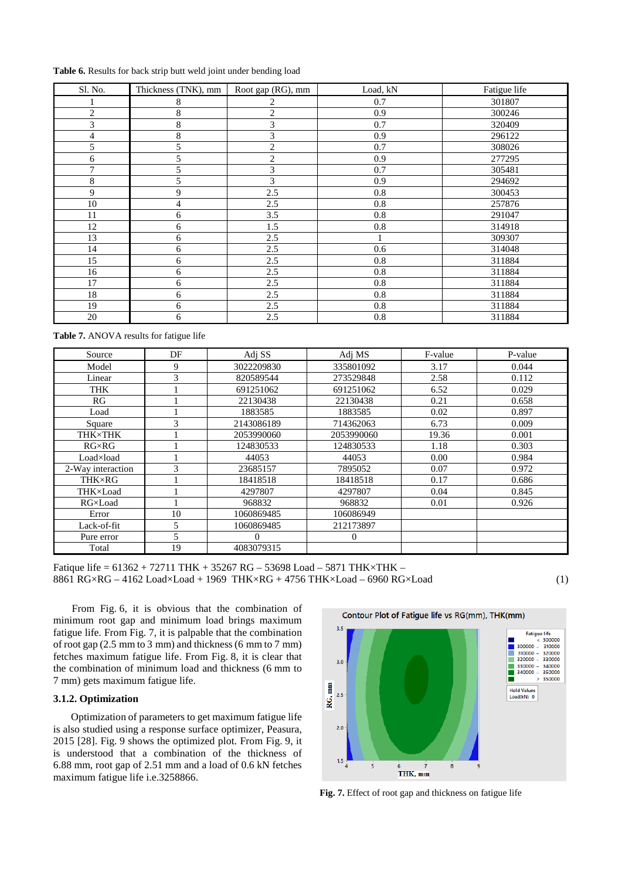**Table 6.** Results for back strip butt weld joint under bending load

| Sl. No. | Thickness (TNK), mm | Root gap (RG), mm | Load, kN | Fatigue life |
|---|---|---|---|---|
| 1 | 8 | 2 | 0.7 | 301807 |
| 2 | 8 | 2 | 0.9 | 300246 |
| 3 | 8 | 3 | 0.7 | 320409 |
| 4 | 8 | 3 | 0.9 | 296122 |
| 5 | 5 | 2 | 0.7 | 308026 |
| 6 | 5 | 2 | 0.9 | 277295 |
| 7 | 5 | 3 | 0.7 | 305481 |
| 8 | 5 | 3 | 0.9 | 294692 |
| 9 | 9 | 2.5 | 0.8 | 300453 |
| 10 | 4 | 2.5 | 0.8 | 257876 |
| 11 | 6 | 3.5 | 0.8 | 291047 |
| 12 | 6 | 1.5 | 0.8 | 314918 |
| 13 | 6 | 2.5 | 1 | 309307 |
| 14 | 6 | 2.5 | 0.6 | 314048 |
| 15 | 6 | 2.5 | 0.8 | 311884 |
| 16 | 6 | 2.5 | 0.8 | 311884 |
| 17 | 6 | 2.5 | 0.8 | 311884 |
| 18 | 6 | 2.5 | 0.8 | 311884 |
| 19 | 6 | 2.5 | 0.8 | 311884 |
| 20 | 6 | 2.5 | 0.8 | 311884 |

**Table 7.** ANOVA results for fatigue life

| Source | DF | Adj SS | Adj MS | F-value | P-value |
|---|---|---|---|---|---|
| Model | 9 | 3022209830 | 335801092 | 3.17 | 0.044 |
| Linear | 3 | 820589544 | 273529848 | 2.58 | 0.112 |
| THK | 1 | 691251062 | 691251062 | 6.52 | 0.029 |
| RG | 1 | 22130438 | 22130438 | 0.21 | 0.658 |
| Load | 1 | 1883585 | 1883585 | 0.02 | 0.897 |
| Square | 3 | 2143086189 | 714362063 | 6.73 | 0.009 |
| THK×THK | 1 | 2053990060 | 2053990060 | 19.36 | 0.001 |
| RG×RG | 1 | 124830533 | 124830533 | 1.18 | 0.303 |
| Load×load | 1 | 44053 | 44053 | 0.00 | 0.984 |
| 2-Way interaction | 3 | 23685157 | 7895052 | 0.07 | 0.972 |
| THK×RG | 1 | 18418518 | 18418518 | 0.17 | 0.686 |
| THK×Load | 1 | 4297807 | 4297807 | 0.04 | 0.845 |
| RG×Load | 1 | 968832 | 968832 | 0.01 | 0.926 |
| Error | 10 | 1060869485 | 106086949 | | |
| Lack-of-fit | 5 | 1060869485 | 212173897 | | |
| Pure error | 5 | 0 | 0 | | |
| Total | 19 | 4083079315 | | | |

$$\text{Fatique life} = 61362 + 72711\,\text{THK} + 35267\,\text{RG} - 53698\,\text{Load} - 5871\,\text{THK}\times\text{THK} - 8861\,\text{RG}\times\text{RG} - 4162\,\text{Load}\times\text{Load} + 1969\,\text{THK}\times\text{RG} + 4756\,\text{THK}\times\text{Load} - 6960\,\text{RG}\times\text{Load} \quad (1)$$

From Fig. 6, it is obvious that the combination of minimum root gap and minimum load brings maximum fatigue life. From Fig. 7, it is palpable that the combination of root gap (2.5 mm to 3 mm) and thickness (6 mm to 7 mm) fetches maximum fatigue life. From Fig. 8, it is clear that the combination of minimum load and thickness (6 mm to 7 mm) gets maximum fatigue life.

### 3.1.2. Optimization

Optimization of parameters to get maximum fatigue life is also studied using a response surface optimizer, Peasura, 2015 [28]. Fig. 9 shows the optimized plot. From Fig. 9, it is understood that a combination of the thickness of 6.88 mm, root gap of 2.51 mm and a load of 0.6 kN fetches maximum fatigue life i.e.3258866.

**Fig. 7.** Effect of root gap and thickness on fatigue life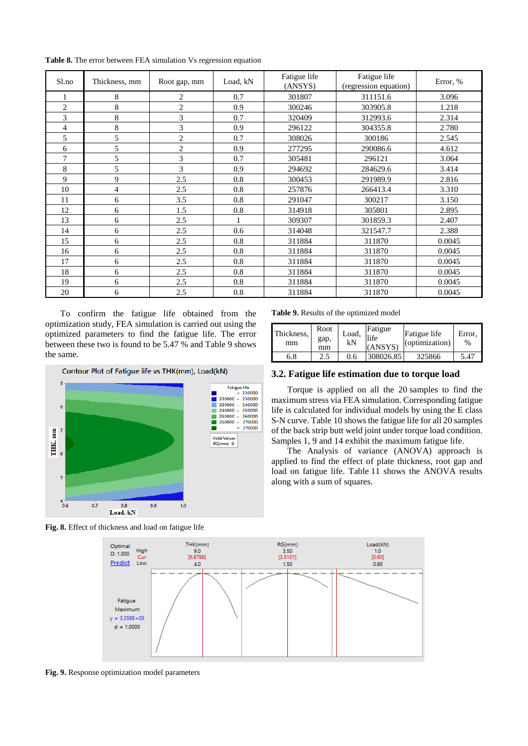**Table 8.** The error between FEA simulation Vs regression equation

| Sl.no | Thickness, mm | Root gap, mm | Load, kN | Fatigue life (ANSYS) | Fatigue life (regression equation) | Error, % |
|---|---|---|---|---|---|---|
| 1 | 8 | 2 | 0.7 | 301807 | 311151.6 | 3.096 |
| 2 | 8 | 2 | 0.9 | 300246 | 303905.8 | 1.218 |
| 3 | 8 | 3 | 0.7 | 320409 | 312993.6 | 2.314 |
| 4 | 8 | 3 | 0.9 | 296122 | 304355.8 | 2.780 |
| 5 | 5 | 2 | 0.7 | 308026 | 300186 | 2.545 |
| 6 | 5 | 2 | 0.9 | 277295 | 290086.6 | 4.612 |
| 7 | 5 | 3 | 0.7 | 305481 | 296121 | 3.064 |
| 8 | 5 | 3 | 0.9 | 294692 | 284629.6 | 3.414 |
| 9 | 9 | 2.5 | 0.8 | 300453 | 291989.9 | 2.816 |
| 10 | 4 | 2.5 | 0.8 | 257876 | 266413.4 | 3.310 |
| 11 | 6 | 3.5 | 0.8 | 291047 | 300217 | 3.150 |
| 12 | 6 | 1.5 | 0.8 | 314918 | 305801 | 2.895 |
| 13 | 6 | 2.5 | 1 | 309307 | 301859.3 | 2.407 |
| 14 | 6 | 2.5 | 0.6 | 314048 | 321547.7 | 2.388 |
| 15 | 6 | 2.5 | 0.8 | 311884 | 311870 | 0.0045 |
| 16 | 6 | 2.5 | 0.8 | 311884 | 311870 | 0.0045 |
| 17 | 6 | 2.5 | 0.8 | 311884 | 311870 | 0.0045 |
| 18 | 6 | 2.5 | 0.8 | 311884 | 311870 | 0.0045 |
| 19 | 6 | 2.5 | 0.8 | 311884 | 311870 | 0.0045 |
| 20 | 6 | 2.5 | 0.8 | 311884 | 311870 | 0.0045 |

To confirm the fatigue life obtained from the optimization study, FEA simulation is carried out using the optimized parameters to find the fatigue life. The error between these two is found to be 5.47 % and Table 9 shows the same.

**Fig. 8.** Effect of thickness and load on fatigue life

**Table 9.** Results of the optimized model

| Thickness, mm | Root gap, mm | Load, kN | Fatigue life (ANSYS) | Fatigue life (optimization) | Error, % |
|---|---|---|---|---|---|
| 6.8 | 2.5 | 0.6 | 308026.85 | 325866 | 5.47 |

### 3.2. Fatigue life estimation due to torque load

Torque is applied on all the 20 samples to find the maximum stress via FEA simulation. Corresponding fatigue life is calculated for individual models by using the E class S-N curve. Table 10 shows the fatigue life for all 20 samples of the back strip butt weld joint under torque load condition. Samples 1, 9 and 14 exhibit the maximum fatigue life.

The Analysis of variance (ANOVA) approach is applied to find the effect of plate thickness, root gap and load on fatigue life. Table 11 shows the ANOVA results along with a sum of squares.

**Fig. 9.** Response optimization model parameters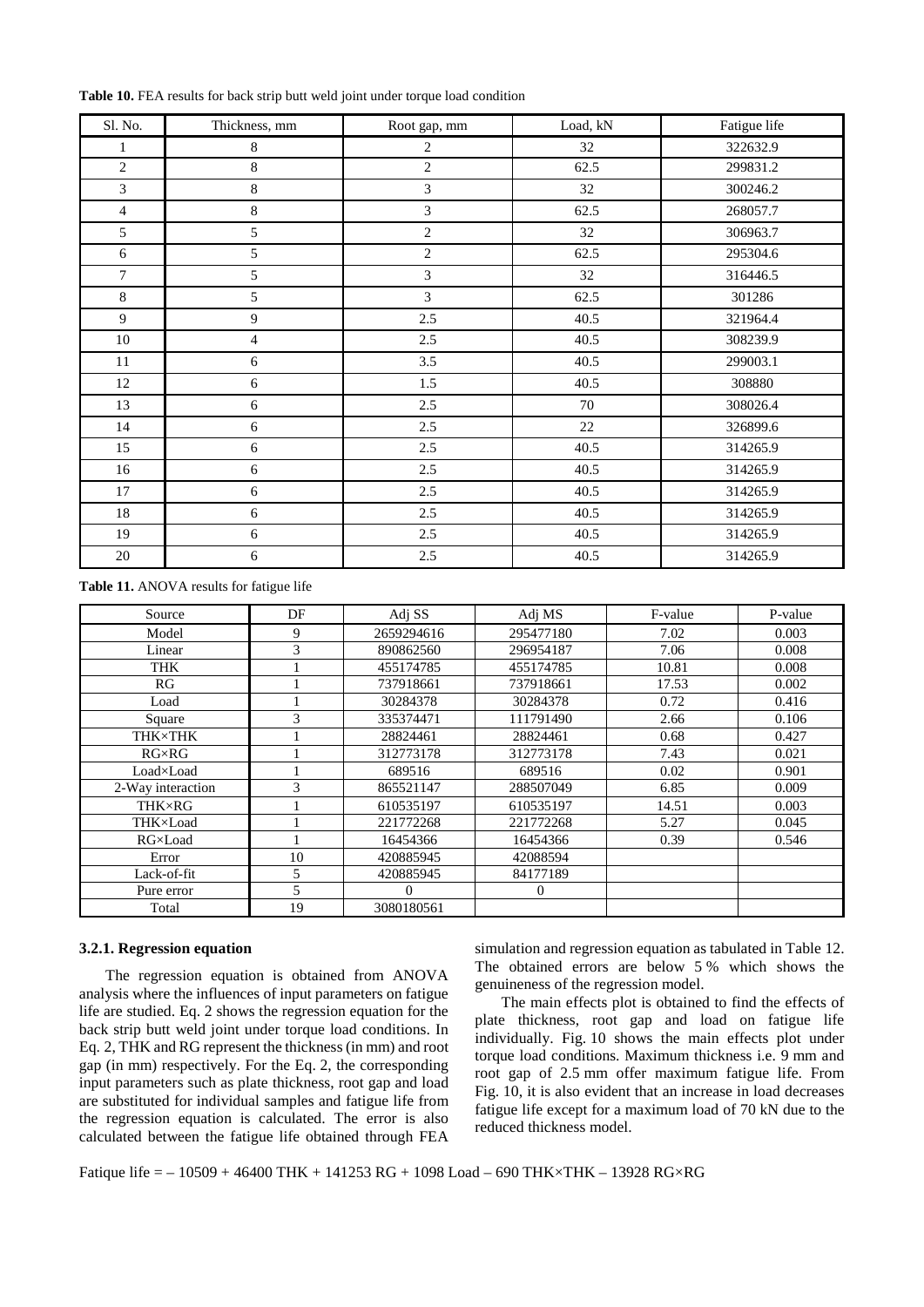**Table 10.** FEA results for back strip butt weld joint under torque load condition

| Sl. No. | Thickness, mm | Root gap, mm | Load, kN | Fatigue life |
|---|---|---|---|---|
| 1 | 8 | 2 | 32 | 322632.9 |
| 2 | 8 | 2 | 62.5 | 299831.2 |
| 3 | 8 | 3 | 32 | 300246.2 |
| 4 | 8 | 3 | 62.5 | 268057.7 |
| 5 | 5 | 2 | 32 | 306963.7 |
| 6 | 5 | 2 | 62.5 | 295304.6 |
| 7 | 5 | 3 | 32 | 316446.5 |
| 8 | 5 | 3 | 62.5 | 301286 |
| 9 | 9 | 2.5 | 40.5 | 321964.4 |
| 10 | 4 | 2.5 | 40.5 | 308239.9 |
| 11 | 6 | 3.5 | 40.5 | 299003.1 |
| 12 | 6 | 1.5 | 40.5 | 308880 |
| 13 | 6 | 2.5 | 70 | 308026.4 |
| 14 | 6 | 2.5 | 22 | 326899.6 |
| 15 | 6 | 2.5 | 40.5 | 314265.9 |
| 16 | 6 | 2.5 | 40.5 | 314265.9 |
| 17 | 6 | 2.5 | 40.5 | 314265.9 |
| 18 | 6 | 2.5 | 40.5 | 314265.9 |
| 19 | 6 | 2.5 | 40.5 | 314265.9 |
| 20 | 6 | 2.5 | 40.5 | 314265.9 |

**Table 11.** ANOVA results for fatigue life

| Source | DF | Adj SS | Adj MS | F-value | P-value |
|---|---|---|---|---|---|
| Model | 9 | 2659294616 | 295477180 | 7.02 | 0.003 |
| Linear | 3 | 890862560 | 296954187 | 7.06 | 0.008 |
| THK | 1 | 455174785 | 455174785 | 10.81 | 0.008 |
| RG | 1 | 737918661 | 737918661 | 17.53 | 0.002 |
| Load | 1 | 30284378 | 30284378 | 0.72 | 0.416 |
| Square | 3 | 335374471 | 111791490 | 2.66 | 0.106 |
| THK×THK | 1 | 28824461 | 28824461 | 0.68 | 0.427 |
| RG×RG | 1 | 312773178 | 312773178 | 7.43 | 0.021 |
| Load×Load | 1 | 689516 | 689516 | 0.02 | 0.901 |
| 2-Way interaction | 3 | 865521147 | 288507049 | 6.85 | 0.009 |
| THK×RG | 1 | 610535197 | 610535197 | 14.51 | 0.003 |
| THK×Load | 1 | 221772268 | 221772268 | 5.27 | 0.045 |
| RG×Load | 1 | 16454366 | 16454366 | 0.39 | 0.546 |
| Error | 10 | 420885945 | 42088594 | | |
| Lack-of-fit | 5 | 420885945 | 84177189 | | |
| Pure error | 5 | 0 | 0 | | |
| Total | 19 | 3080180561 | | | |

### 3.2.1. Regression equation

The regression equation is obtained from ANOVA analysis where the influences of input parameters on fatigue life are studied. Eq. 2 shows the regression equation for the back strip butt weld joint under torque load conditions. In Eq. 2, THK and RG represent the thickness (in mm) and root gap (in mm) respectively. For the Eq. 2, the corresponding input parameters such as plate thickness, root gap and load are substituted for individual samples and fatigue life from the regression equation is calculated. The error is also calculated between the fatigue life obtained through FEA simulation and regression equation as tabulated in Table 12. The obtained errors are below 5 % which shows the genuineness of the regression model.

The main effects plot is obtained to find the effects of plate thickness, root gap and load on fatigue life individually. Fig. 10 shows the main effects plot under torque load conditions. Maximum thickness i.e. 9 mm and root gap of 2.5 mm offer maximum fatigue life. From Fig. 10, it is also evident that an increase in load decreases fatigue life except for a maximum load of 70 kN due to the reduced thickness model.

$$\text{Fatique life} = -10509 + 46400\ \text{THK} + 141253\ \text{RG} + 1098\ \text{Load} - 690\ \text{THK}\times\text{THK} - 13928\ \text{RG}\times\text{RG}$$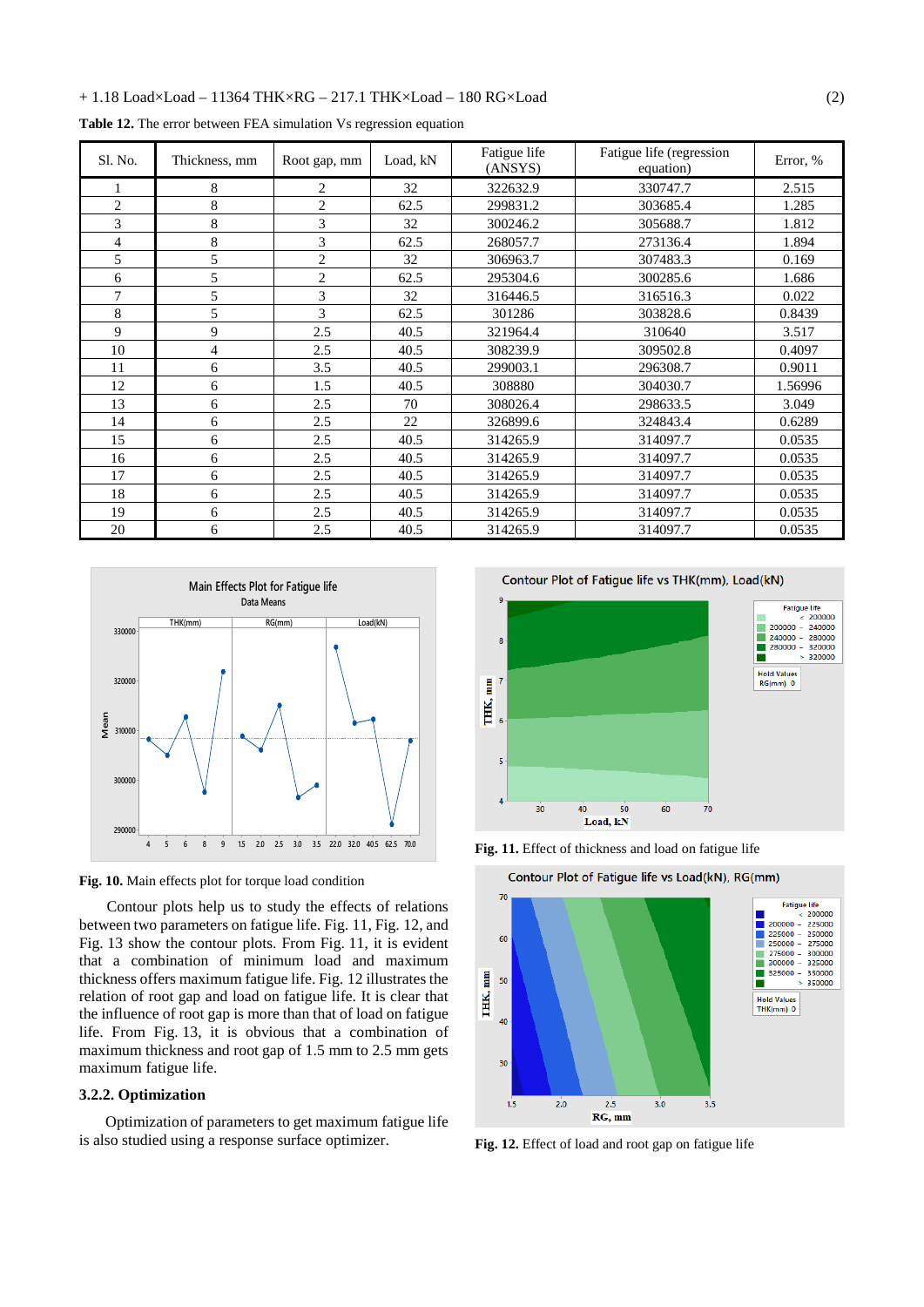$$+ 1.18\ \text{Load}\times\text{Load} - 11364\ \text{THK}\times\text{RG} - 217.1\ \text{THK}\times\text{Load} - 180\ \text{RG}\times\text{Load} \quad (2)$$

**Table 12.** The error between FEA simulation Vs regression equation

| Sl. No. | Thickness, mm | Root gap, mm | Load, kN | Fatigue life (ANSYS) | Fatigue life (regression equation) | Error, % |
|---|---|---|---|---|---|---|
| 1 | 8 | 2 | 32 | 322632.9 | 330747.7 | 2.515 |
| 2 | 8 | 2 | 62.5 | 299831.2 | 303685.4 | 1.285 |
| 3 | 8 | 3 | 32 | 300246.2 | 305688.7 | 1.812 |
| 4 | 8 | 3 | 62.5 | 268057.7 | 273136.4 | 1.894 |
| 5 | 5 | 2 | 32 | 306963.7 | 307483.3 | 0.169 |
| 6 | 5 | 2 | 62.5 | 295304.6 | 300285.6 | 1.686 |
| 7 | 5 | 3 | 32 | 316446.5 | 316516.3 | 0.022 |
| 8 | 5 | 3 | 62.5 | 301286 | 303828.6 | 0.8439 |
| 9 | 9 | 2.5 | 40.5 | 321964.4 | 310640 | 3.517 |
| 10 | 4 | 2.5 | 40.5 | 308239.9 | 309502.8 | 0.4097 |
| 11 | 6 | 3.5 | 40.5 | 299003.1 | 296308.7 | 0.9011 |
| 12 | 6 | 1.5 | 40.5 | 308880 | 304030.7 | 1.56996 |
| 13 | 6 | 2.5 | 70 | 308026.4 | 298633.5 | 3.049 |
| 14 | 6 | 2.5 | 22 | 326899.6 | 324843.4 | 0.6289 |
| 15 | 6 | 2.5 | 40.5 | 314265.9 | 314097.7 | 0.0535 |
| 16 | 6 | 2.5 | 40.5 | 314265.9 | 314097.7 | 0.0535 |
| 17 | 6 | 2.5 | 40.5 | 314265.9 | 314097.7 | 0.0535 |
| 18 | 6 | 2.5 | 40.5 | 314265.9 | 314097.7 | 0.0535 |
| 19 | 6 | 2.5 | 40.5 | 314265.9 | 314097.7 | 0.0535 |
| 20 | 6 | 2.5 | 40.5 | 314265.9 | 314097.7 | 0.0535 |

**Fig. 10.** Main effects plot for torque load condition

Contour plots help us to study the effects of relations between two parameters on fatigue life. Fig. 11, Fig. 12, and Fig. 13 show the contour plots. From Fig. 11, it is evident that a combination of minimum load and maximum thickness offers maximum fatigue life. Fig. 12 illustrates the relation of root gap and load on fatigue life. It is clear that the influence of root gap is more than that of load on fatigue life. From Fig. 13, it is obvious that a combination of maximum thickness and root gap of 1.5 mm to 2.5 mm gets maximum fatigue life.

### 3.2.2. Optimization

Optimization of parameters to get maximum fatigue life is also studied using a response surface optimizer.

**Fig. 11.** Effect of thickness and load on fatigue life

**Fig. 12.** Effect of load and root gap on fatigue life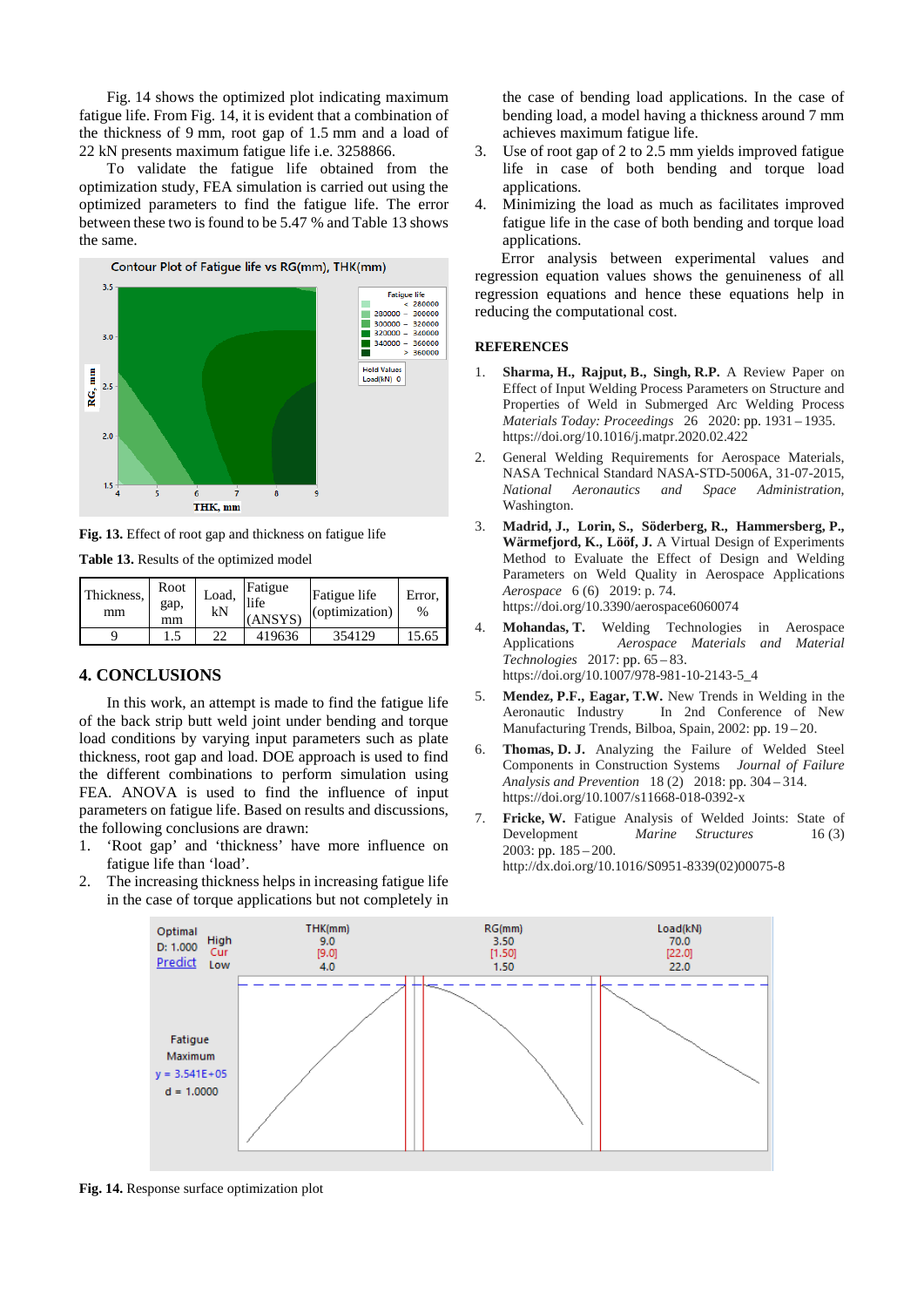Fig. 14 shows the optimized plot indicating maximum fatigue life. From Fig. 14, it is evident that a combination of the thickness of 9 mm, root gap of 1.5 mm and a load of 22 kN presents maximum fatigue life i.e. 3258866.

To validate the fatigue life obtained from the optimization study, FEA simulation is carried out using the optimized parameters to find the fatigue life. The error between these two is found to be 5.47 % and Table 13 shows the same.

**Fig. 13.** Effect of root gap and thickness on fatigue life

**Table 13.** Results of the optimized model

| Thickness, mm | Root gap, mm | Load, kN | Fatigue life (ANSYS) | Fatigue life (optimization) | Error, % |
|---|---|---|---|---|---|
| 9 | 1.5 | 22 | 419636 | 354129 | 15.65 |

## 4. CONCLUSIONS

In this work, an attempt is made to find the fatigue life of the back strip butt weld joint under bending and torque load conditions by varying input parameters such as plate thickness, root gap and load. DOE approach is used to find the different combinations to perform simulation using FEA. ANOVA is used to find the influence of input parameters on fatigue life. Based on results and discussions, the following conclusions are drawn:

1. 'Root gap' and 'thickness' have more influence on fatigue life than 'load'.
2. The increasing thickness helps in increasing fatigue life in the case of torque applications but not completely in the case of bending load applications. In the case of bending load, a model having a thickness around 7 mm achieves maximum fatigue life.
3. Use of root gap of 2 to 2.5 mm yields improved fatigue life in case of both bending and torque load applications.
4. Minimizing the load as much as facilitates improved fatigue life in the case of both bending and torque load applications.

Error analysis between experimental values and regression equation values shows the genuineness of all regression equations and hence these equations help in reducing the computational cost.

## REFERENCES

1. **Sharma, H., Rajput, B., Singh, R.P.** A Review Paper on Effect of Input Welding Process Parameters on Structure and Properties of Weld in Submerged Arc Welding Process *Materials Today: Proceedings* 26 2020: pp. 1931 – 1935. https://doi.org/10.1016/j.matpr.2020.02.422
2. General Welding Requirements for Aerospace Materials, NASA Technical Standard NASA-STD-5006A, 31-07-2015, *National Aeronautics and Space Administration*, Washington.
3. **Madrid, J., Lorin, S., Söderberg, R., Hammersberg, P., Wärmefjord, K., Lööf, J.** A Virtual Design of Experiments Method to Evaluate the Effect of Design and Welding Parameters on Weld Quality in Aerospace Applications *Aerospace* 6 (6) 2019: p. 74. https://doi.org/10.3390/aerospace6060074
4. **Mohandas, T.** Welding Technologies in Aerospace Applications *Aerospace Materials and Material Technologies* 2017: pp. 65 – 83. https://doi.org/10.1007/978-981-10-2143-5_4
5. **Mendez, P.F., Eagar, T.W.** New Trends in Welding in the Aeronautic Industry In 2nd Conference of New Manufacturing Trends, Bilboa, Spain, 2002: pp. 19 – 20.
6. **Thomas, D. J.** Analyzing the Failure of Welded Steel Components in Construction Systems *Journal of Failure Analysis and Prevention* 18 (2) 2018: pp. 304 – 314. https://doi.org/10.1007/s11668-018-0392-x
7. **Fricke, W.** Fatigue Analysis of Welded Joints: State of Development *Marine Structures* 16 (3) 2003: pp. 185 – 200. http://dx.doi.org/10.1016/S0951-8339(02)00075-8

**Fig. 14.** Response surface optimization plot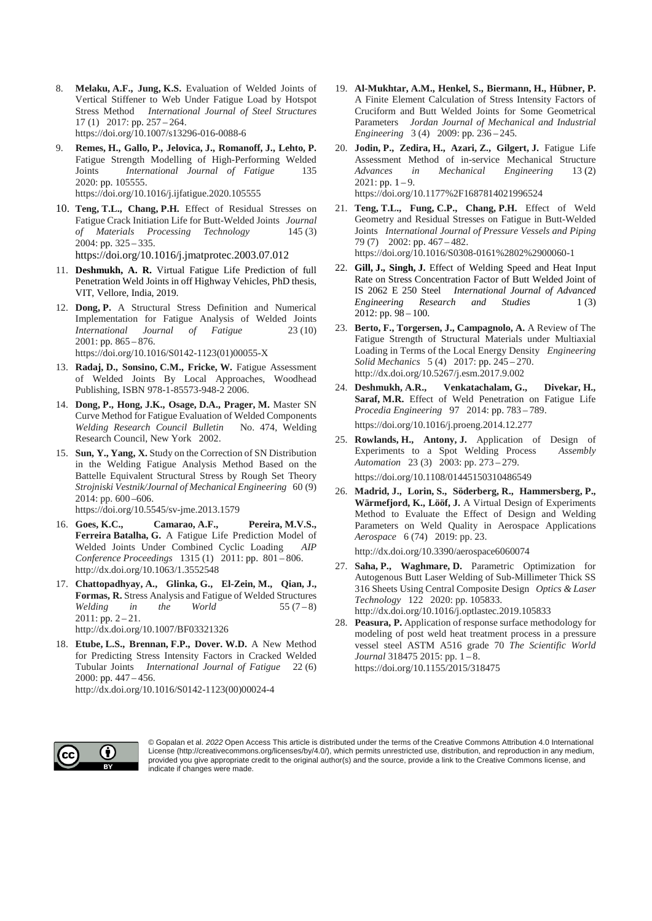8. **Melaku, A.F., Jung, K.S.** Evaluation of Welded Joints of Vertical Stiffener to Web Under Fatigue Load by Hotspot Stress Method *International Journal of Steel Structures* 17 (1) 2017: pp. 257 – 264. https://doi.org/10.1007/s13296-016-0088-6

9. **Remes, H., Gallo, P., Jelovica, J., Romanoff, J., Lehto, P.** Fatigue Strength Modelling of High-Performing Welded Joints *International Journal of Fatigue* 135 2020: pp. 105555. https://doi.org/10.1016/j.ijfatigue.2020.105555

10. **Teng, T.L., Chang, P.H.** Effect of Residual Stresses on Fatigue Crack Initiation Life for Butt-Welded Joints *Journal of Materials Processing Technology* 145 (3) 2004: pp. 325 – 335. https://doi.org/10.1016/j.jmatprotec.2003.07.012

11. **Deshmukh, A. R.** Virtual Fatigue Life Prediction of full Penetration Weld Joints in off Highway Vehicles, PhD thesis, VIT, Vellore, India, 2019.

12. **Dong, P.** A Structural Stress Definition and Numerical Implementation for Fatigue Analysis of Welded Joints *International Journal of Fatigue* 23 (10) 2001: pp. 865 – 876. https://doi.org/10.1016/S0142-1123(01)00055-X

13. **Radaj, D., Sonsino, C.M., Fricke, W.** Fatigue Assessment of Welded Joints By Local Approaches, Woodhead Publishing, ISBN 978-1-85573-948-2 2006.

14. **Dong, P., Hong, J.K., Osage, D.A., Prager, M.** Master SN Curve Method for Fatigue Evaluation of Welded Components *Welding Research Council Bulletin* No. 474, Welding Research Council, New York 2002.

15. **Sun, Y., Yang, X.** Study on the Correction of SN Distribution in the Welding Fatigue Analysis Method Based on the Battelle Equivalent Structural Stress by Rough Set Theory *Strojniski Vestnik/Journal of Mechanical Engineering* 60 (9) 2014: pp. 600 –606. https://doi.org/10.5545/sv-jme.2013.1579

16. **Goes, K.C., Camarao, A.F., Pereira, M.V.S., Ferreira Batalha, G.** A Fatigue Life Prediction Model of Welded Joints Under Combined Cyclic Loading *AIP Conference Proceedings* 1315 (1) 2011: pp. 801 – 806. http://dx.doi.org/10.1063/1.3552548

17. **Chattopadhyay, A., Glinka, G., El-Zein, M., Qian, J., Formas, R.** Stress Analysis and Fatigue of Welded Structures *Welding in the World* 55 (7 – 8) 2011: pp. 2 – 21. http://dx.doi.org/10.1007/BF03321326

18. **Etube, L.S., Brennan, F.P., Dover. W.D.** A New Method for Predicting Stress Intensity Factors in Cracked Welded Tubular Joints *International Journal of Fatigue* 22 (6) 2000: pp. 447 – 456. http://dx.doi.org/10.1016/S0142-1123(00)00024-4

19. **Al-Mukhtar, A.M., Henkel, S., Biermann, H., Hübner, P.** A Finite Element Calculation of Stress Intensity Factors of Cruciform and Butt Welded Joints for Some Geometrical Parameters *Jordan Journal of Mechanical and Industrial Engineering* 3 (4) 2009: pp. 236 – 245.

20. **Jodin, P., Zedira, H., Azari, Z., Gilgert, J.** Fatigue Life Assessment Method of in-service Mechanical Structure *Advances in Mechanical Engineering* 13 (2) 2021: pp. 1 – 9. https://doi.org/10.1177%2F1687814021996524

21. **Teng, T.L., Fung, C.P., Chang, P.H.** Effect of Weld Geometry and Residual Stresses on Fatigue in Butt-Welded Joints *International Journal of Pressure Vessels and Piping* 79 (7) 2002: pp. 467 – 482. https://doi.org/10.1016/S0308-0161%2802%2900060-1

22. **Gill, J., Singh, J.** Effect of Welding Speed and Heat Input Rate on Stress Concentration Factor of Butt Welded Joint of IS 2062 E 250 Steel *International Journal of Advanced Engineering Research and Studies* 1 (3) 2012: pp. 98 – 100.

23. **Berto, F., Torgersen, J., Campagnolo, A.** A Review of The Fatigue Strength of Structural Materials under Multiaxial Loading in Terms of the Local Energy Density *Engineering Solid Mechanics* 5 (4) 2017: pp. 245 – 270. http://dx.doi.org/10.5267/j.esm.2017.9.002

24. **Deshmukh, A.R., Venkatachalam, G., Divekar, H., Saraf, M.R.** Effect of Weld Penetration on Fatigue Life *Procedia Engineering* 97 2014: pp. 783 – 789. https://doi.org/10.1016/j.proeng.2014.12.277

25. **Rowlands, H., Antony, J.** Application of Design of Experiments to a Spot Welding Process *Assembly Automation* 23 (3) 2003: pp. 273 – 279. https://doi.org/10.1108/01445150310486549

26. **Madrid, J., Lorin, S., Söderberg, R., Hammersberg, P., Wärmefjord, K., Lööf, J.** A Virtual Design of Experiments Method to Evaluate the Effect of Design and Welding Parameters on Weld Quality in Aerospace Applications *Aerospace* 6 (74) 2019: pp. 23. http://dx.doi.org/10.3390/aerospace6060074

27. **Saha, P., Waghmare, D.** Parametric Optimization for Autogenous Butt Laser Welding of Sub-Millimeter Thick SS 316 Sheets Using Central Composite Design *Optics & Laser Technology* 122 2020: pp. 105833. http://dx.doi.org/10.1016/j.optlastec.2019.105833

28. **Peasura, P.** Application of response surface methodology for modeling of post weld heat treatment process in a pressure vessel steel ASTM A516 grade 70 *The Scientific World Journal* 318475 2015: pp. 1 – 8. https://doi.org/10.1155/2015/318475

© Gopalan et al. *2022* Open Access This article is distributed under the terms of the Creative Commons Attribution 4.0 International License (http://creativecommons.org/licenses/by/4.0/), which permits unrestricted use, distribution, and reproduction in any medium, provided you give appropriate credit to the original author(s) and the source, provide a link to the Creative Commons license, and indicate if changes were made.